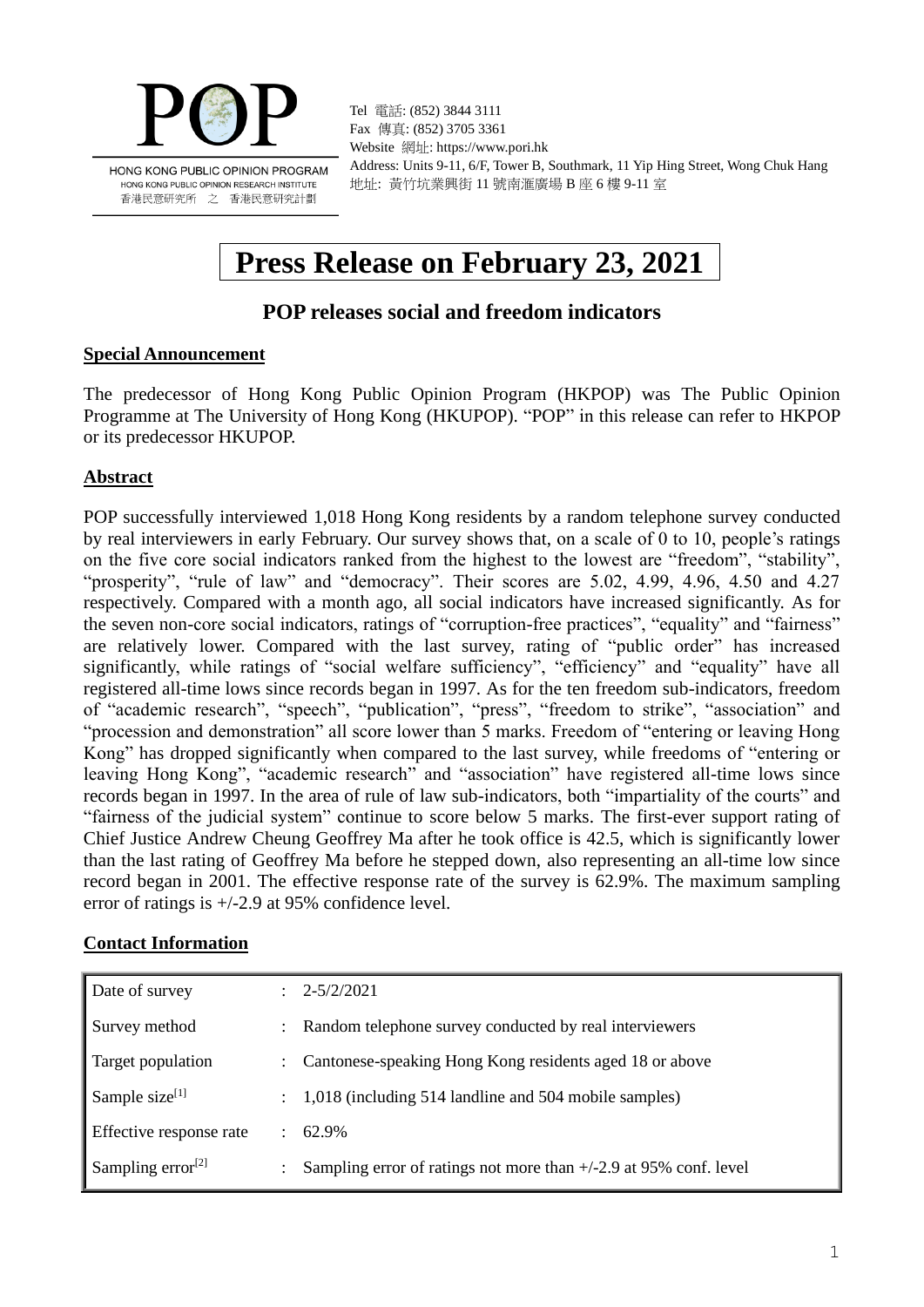POP

HONG KONG PUBLIC OPINION PROGRAM
HONG KONG PUBLIC OPINION RESEARCH INSTITUTE
香港民意研究所 之 香港民意研究計劃

Tel 電話: (852) 3844 3111
Fax 傳真: (852) 3705 3361
Website 網址: https://www.pori.hk
Address: Units 9-11, 6/F, Tower B, Southmark, 11 Yip Hing Street, Wong Chuk Hang
地址: 黃竹坑業興街 11 號南滙廣場 B 座 6 樓 9-11 室

# Press Release on February 23, 2021

## POP releases social and freedom indicators

### Special Announcement

The predecessor of Hong Kong Public Opinion Program (HKPOP) was The Public Opinion Programme at The University of Hong Kong (HKUPOP). "POP" in this release can refer to HKPOP or its predecessor HKUPOP.

### Abstract

POP successfully interviewed 1,018 Hong Kong residents by a random telephone survey conducted by real interviewers in early February. Our survey shows that, on a scale of 0 to 10, people's ratings on the five core social indicators ranked from the highest to the lowest are "freedom", "stability", "prosperity", "rule of law" and "democracy". Their scores are 5.02, 4.99, 4.96, 4.50 and 4.27 respectively. Compared with a month ago, all social indicators have increased significantly. As for the seven non-core social indicators, ratings of "corruption-free practices", "equality" and "fairness" are relatively lower. Compared with the last survey, rating of "public order" has increased significantly, while ratings of "social welfare sufficiency", "efficiency" and "equality" have all registered all-time lows since records began in 1997. As for the ten freedom sub-indicators, freedom of "academic research", "speech", "publication", "press", "freedom to strike", "association" and "procession and demonstration" all score lower than 5 marks. Freedom of "entering or leaving Hong Kong" has dropped significantly when compared to the last survey, while freedoms of "entering or leaving Hong Kong", "academic research" and "association" have registered all-time lows since records began in 1997. In the area of rule of law sub-indicators, both "impartiality of the courts" and "fairness of the judicial system" continue to score below 5 marks. The first-ever support rating of Chief Justice Andrew Cheung Geoffrey Ma after he took office is 42.5, which is significantly lower than the last rating of Geoffrey Ma before he stepped down, also representing an all-time low since record began in 2001. The effective response rate of the survey is 62.9%. The maximum sampling error of ratings is +/-2.9 at 95% confidence level.

### Contact Information

| | | |
|---|---|---|
| Date of survey | : | 2-5/2/2021 |
| Survey method | : | Random telephone survey conducted by real interviewers |
| Target population | : | Cantonese-speaking Hong Kong residents aged 18 or above |
| Sample size[1] | : | 1,018 (including 514 landline and 504 mobile samples) |
| Effective response rate | : | 62.9% |
| Sampling error[2] | : | Sampling error of ratings not more than +/-2.9 at 95% conf. level |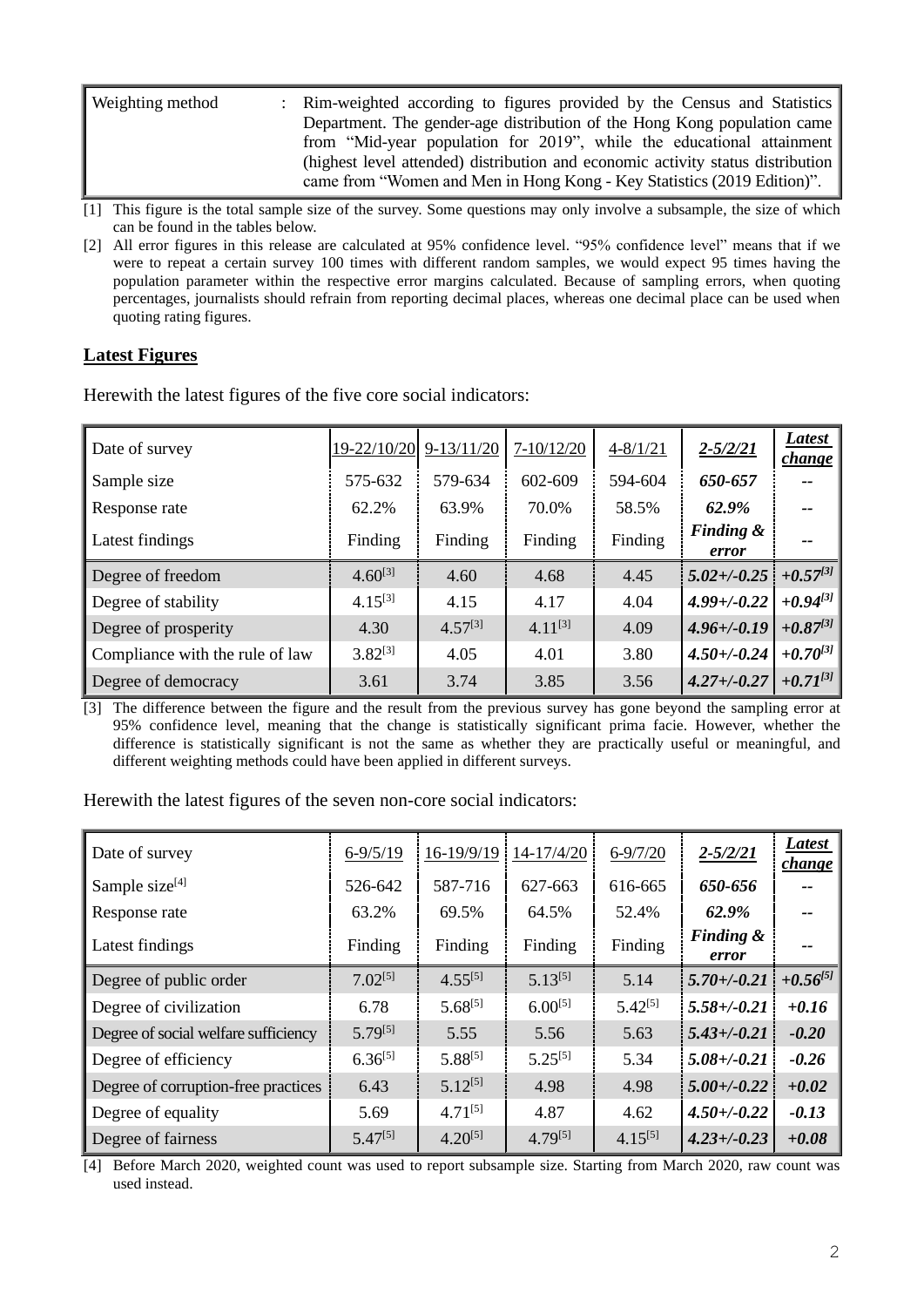| Weighting method | : | Rim-weighted according to figures provided by the Census and Statistics Department. The gender-age distribution of the Hong Kong population came from "Mid-year population for 2019", while the educational attainment (highest level attended) distribution and economic activity status distribution came from "Women and Men in Hong Kong - Key Statistics (2019 Edition)". |
|---|---|---|

[1] This figure is the total sample size of the survey. Some questions may only involve a subsample, the size of which can be found in the tables below.

[2] All error figures in this release are calculated at 95% confidence level. "95% confidence level" means that if we were to repeat a certain survey 100 times with different random samples, we would expect 95 times having the population parameter within the respective error margins calculated. Because of sampling errors, when quoting percentages, journalists should refrain from reporting decimal places, whereas one decimal place can be used when quoting rating figures.

## Latest Figures

Herewith the latest figures of the five core social indicators:

| Date of survey | 19-22/10/20 | 9-13/11/20 | 7-10/12/20 | 4-8/1/21 | ***2-5/2/21*** | ***Latest change*** |
|---|---|---|---|---|---|---|
| Sample size | 575-632 | 579-634 | 602-609 | 594-604 | ***650-657*** | -- |
| Response rate | 62.2% | 63.9% | 70.0% | 58.5% | ***62.9%*** | -- |
| Latest findings | Finding | Finding | Finding | Finding | ***Finding & error*** | -- |
| Degree of freedom | 4.60[3] | 4.60 | 4.68 | 4.45 | ***5.02+/-0.25*** | ***+0.57[3]*** |
| Degree of stability | 4.15[3] | 4.15 | 4.17 | 4.04 | ***4.99+/-0.22*** | ***+0.94[3]*** |
| Degree of prosperity | 4.30 | 4.57[3] | 4.11[3] | 4.09 | ***4.96+/-0.19*** | ***+0.87[3]*** |
| Compliance with the rule of law | 3.82[3] | 4.05 | 4.01 | 3.80 | ***4.50+/-0.24*** | ***+0.70[3]*** |
| Degree of democracy | 3.61 | 3.74 | 3.85 | 3.56 | ***4.27+/-0.27*** | ***+0.71[3]*** |

[3] The difference between the figure and the result from the previous survey has gone beyond the sampling error at 95% confidence level, meaning that the change is statistically significant prima facie. However, whether the difference is statistically significant is not the same as whether they are practically useful or meaningful, and different weighting methods could have been applied in different surveys.

Herewith the latest figures of the seven non-core social indicators:

| Date of survey | 6-9/5/19 | 16-19/9/19 | 14-17/4/20 | 6-9/7/20 | ***2-5/2/21*** | ***Latest change*** |
|---|---|---|---|---|---|---|
| Sample size[4] | 526-642 | 587-716 | 627-663 | 616-665 | ***650-656*** | -- |
| Response rate | 63.2% | 69.5% | 64.5% | 52.4% | ***62.9%*** | -- |
| Latest findings | Finding | Finding | Finding | Finding | ***Finding & error*** | -- |
| Degree of public order | 7.02[5] | 4.55[5] | 5.13[5] | 5.14 | ***5.70+/-0.21*** | ***+0.56[5]*** |
| Degree of civilization | 6.78 | 5.68[5] | 6.00[5] | 5.42[5] | ***5.58+/-0.21*** | ***+0.16*** |
| Degree of social welfare sufficiency | 5.79[5] | 5.55 | 5.56 | 5.63 | ***5.43+/-0.21*** | ***-0.20*** |
| Degree of efficiency | 6.36[5] | 5.88[5] | 5.25[5] | 5.34 | ***5.08+/-0.21*** | ***-0.26*** |
| Degree of corruption-free practices | 6.43 | 5.12[5] | 4.98 | 4.98 | ***5.00+/-0.22*** | ***+0.02*** |
| Degree of equality | 5.69 | 4.71[5] | 4.87 | 4.62 | ***4.50+/-0.22*** | ***-0.13*** |
| Degree of fairness | 5.47[5] | 4.20[5] | 4.79[5] | 4.15[5] | ***4.23+/-0.23*** | ***+0.08*** |

[4] Before March 2020, weighted count was used to report subsample size. Starting from March 2020, raw count was used instead.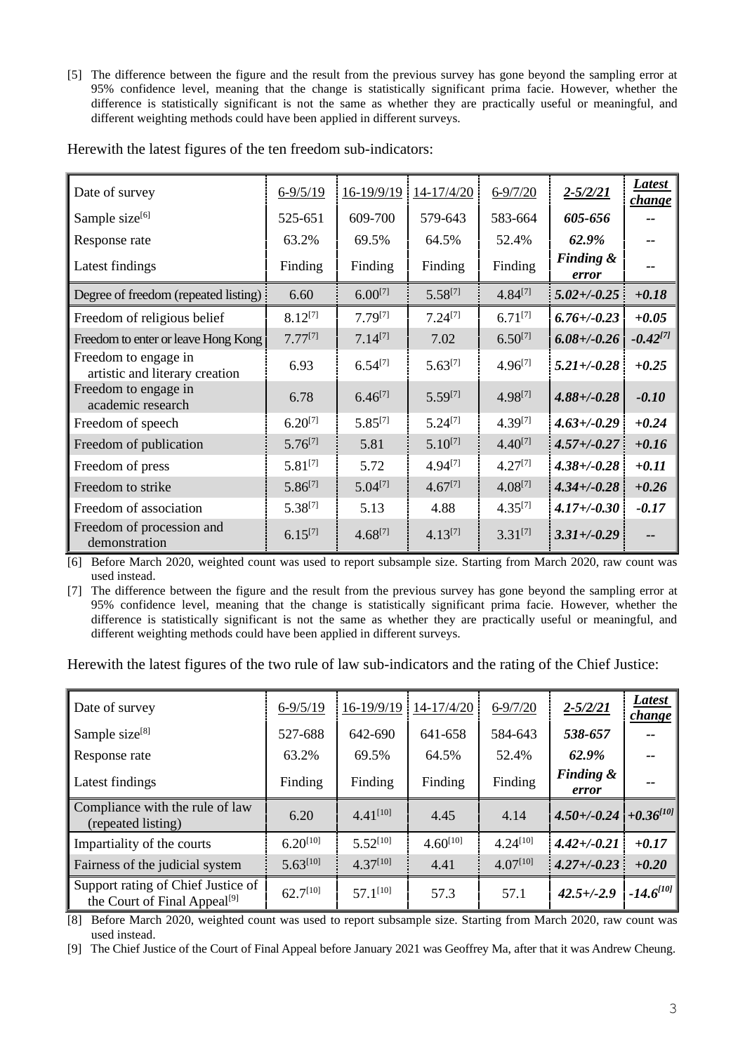[5] The difference between the figure and the result from the previous survey has gone beyond the sampling error at 95% confidence level, meaning that the change is statistically significant prima facie. However, whether the difference is statistically significant is not the same as whether they are practically useful or meaningful, and different weighting methods could have been applied in different surveys.

Herewith the latest figures of the ten freedom sub-indicators:

| Date of survey | 6-9/5/19 | 16-19/9/19 | 14-17/4/20 | 6-9/7/20 | ***2-5/2/21*** | ***Latest change*** |
|---|---|---|---|---|---|---|
| Sample size[6] | 525-651 | 609-700 | 579-643 | 583-664 | ***605-656*** | -- |
| Response rate | 63.2% | 69.5% | 64.5% | 52.4% | ***62.9%*** | -- |
| Latest findings | Finding | Finding | Finding | Finding | ***Finding & error*** | -- |
| Degree of freedom (repeated listing) | 6.60 | 6.00[7] | 5.58[7] | 4.84[7] | ***5.02+/-0.25*** | ***+0.18*** |
| Freedom of religious belief | 8.12[7] | 7.79[7] | 7.24[7] | 6.71[7] | ***6.76+/-0.23*** | ***+0.05*** |
| Freedom to enter or leave Hong Kong | 7.77[7] | 7.14[7] | 7.02 | 6.50[7] | ***6.08+/-0.26*** | ***-0.42[7]*** |
| Freedom to engage in artistic and literary creation | 6.93 | 6.54[7] | 5.63[7] | 4.96[7] | ***5.21+/-0.28*** | ***+0.25*** |
| Freedom to engage in academic research | 6.78 | 6.46[7] | 5.59[7] | 4.98[7] | ***4.88+/-0.28*** | ***-0.10*** |
| Freedom of speech | 6.20[7] | 5.85[7] | 5.24[7] | 4.39[7] | ***4.63+/-0.29*** | ***+0.24*** |
| Freedom of publication | 5.76[7] | 5.81 | 5.10[7] | 4.40[7] | ***4.57+/-0.27*** | ***+0.16*** |
| Freedom of press | 5.81[7] | 5.72 | 4.94[7] | 4.27[7] | ***4.38+/-0.28*** | ***+0.11*** |
| Freedom to strike | 5.86[7] | 5.04[7] | 4.67[7] | 4.08[7] | ***4.34+/-0.28*** | ***+0.26*** |
| Freedom of association | 5.38[7] | 5.13 | 4.88 | 4.35[7] | ***4.17+/-0.30*** | ***-0.17*** |
| Freedom of procession and demonstration | 6.15[7] | 4.68[7] | 4.13[7] | 3.31[7] | ***3.31+/-0.29*** | -- |

[6] Before March 2020, weighted count was used to report subsample size. Starting from March 2020, raw count was used instead.

[7] The difference between the figure and the result from the previous survey has gone beyond the sampling error at 95% confidence level, meaning that the change is statistically significant prima facie. However, whether the difference is statistically significant is not the same as whether they are practically useful or meaningful, and different weighting methods could have been applied in different surveys.

Herewith the latest figures of the two rule of law sub-indicators and the rating of the Chief Justice:

| Date of survey | 6-9/5/19 | 16-19/9/19 | 14-17/4/20 | 6-9/7/20 | ***2-5/2/21*** | ***Latest change*** |
|---|---|---|---|---|---|---|
| Sample size[8] | 527-688 | 642-690 | 641-658 | 584-643 | ***538-657*** | -- |
| Response rate | 63.2% | 69.5% | 64.5% | 52.4% | ***62.9%*** | -- |
| Latest findings | Finding | Finding | Finding | Finding | ***Finding & error*** | -- |
| Compliance with the rule of law (repeated listing) | 6.20 | 4.41[10] | 4.45 | 4.14 | ***4.50+/-0.24*** | ***+0.36[10]*** |
| Impartiality of the courts | 6.20[10] | 5.52[10] | 4.60[10] | 4.24[10] | ***4.42+/-0.21*** | ***+0.17*** |
| Fairness of the judicial system | 5.63[10] | 4.37[10] | 4.41 | 4.07[10] | ***4.27+/-0.23*** | ***+0.20*** |
| Support rating of Chief Justice of the Court of Final Appeal[9] | 62.7[10] | 57.1[10] | 57.3 | 57.1 | ***42.5+/-2.9*** | ***-14.6[10]*** |

[8] Before March 2020, weighted count was used to report subsample size. Starting from March 2020, raw count was used instead.

[9] The Chief Justice of the Court of Final Appeal before January 2021 was Geoffrey Ma, after that it was Andrew Cheung.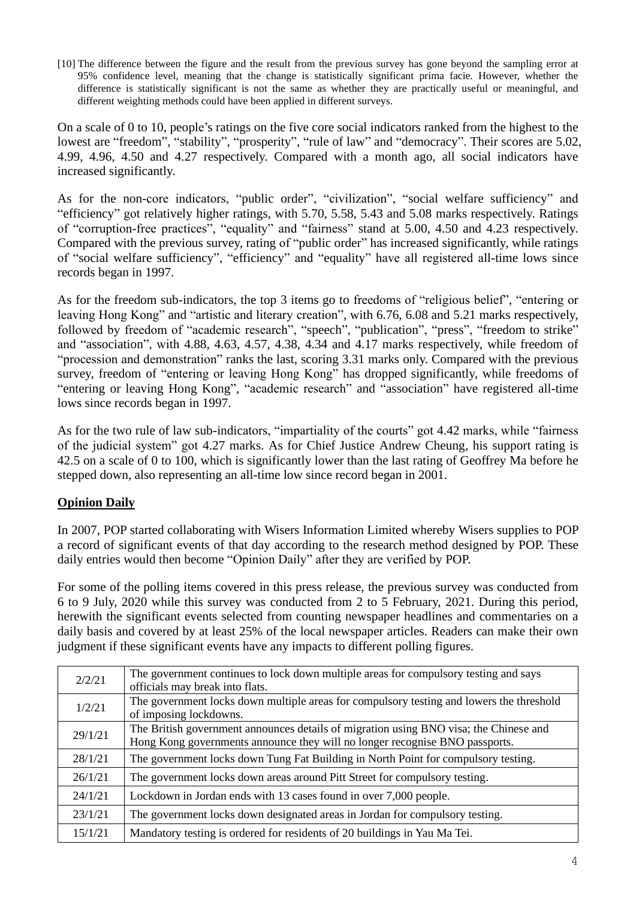[10] The difference between the figure and the result from the previous survey has gone beyond the sampling error at 95% confidence level, meaning that the change is statistically significant prima facie. However, whether the difference is statistically significant is not the same as whether they are practically useful or meaningful, and different weighting methods could have been applied in different surveys.

On a scale of 0 to 10, people's ratings on the five core social indicators ranked from the highest to the lowest are "freedom", "stability", "prosperity", "rule of law" and "democracy". Their scores are 5.02, 4.99, 4.96, 4.50 and 4.27 respectively. Compared with a month ago, all social indicators have increased significantly.

As for the non-core indicators, "public order", "civilization", "social welfare sufficiency" and "efficiency" got relatively higher ratings, with 5.70, 5.58, 5.43 and 5.08 marks respectively. Ratings of "corruption-free practices", "equality" and "fairness" stand at 5.00, 4.50 and 4.23 respectively. Compared with the previous survey, rating of "public order" has increased significantly, while ratings of "social welfare sufficiency", "efficiency" and "equality" have all registered all-time lows since records began in 1997.

As for the freedom sub-indicators, the top 3 items go to freedoms of "religious belief", "entering or leaving Hong Kong" and "artistic and literary creation", with 6.76, 6.08 and 5.21 marks respectively, followed by freedom of "academic research", "speech", "publication", "press", "freedom to strike" and "association", with 4.88, 4.63, 4.57, 4.38, 4.34 and 4.17 marks respectively, while freedom of "procession and demonstration" ranks the last, scoring 3.31 marks only. Compared with the previous survey, freedom of "entering or leaving Hong Kong" has dropped significantly, while freedoms of "entering or leaving Hong Kong", "academic research" and "association" have registered all-time lows since records began in 1997.

As for the two rule of law sub-indicators, "impartiality of the courts" got 4.42 marks, while "fairness of the judicial system" got 4.27 marks. As for Chief Justice Andrew Cheung, his support rating is 42.5 on a scale of 0 to 100, which is significantly lower than the last rating of Geoffrey Ma before he stepped down, also representing an all-time low since record began in 2001.

## Opinion Daily

In 2007, POP started collaborating with Wisers Information Limited whereby Wisers supplies to POP a record of significant events of that day according to the research method designed by POP. These daily entries would then become "Opinion Daily" after they are verified by POP.

For some of the polling items covered in this press release, the previous survey was conducted from 6 to 9 July, 2020 while this survey was conducted from 2 to 5 February, 2021. During this period, herewith the significant events selected from counting newspaper headlines and commentaries on a daily basis and covered by at least 25% of the local newspaper articles. Readers can make their own judgment if these significant events have any impacts to different polling figures.

| | |
|---|---|
| 2/2/21 | The government continues to lock down multiple areas for compulsory testing and says officials may break into flats. |
| 1/2/21 | The government locks down multiple areas for compulsory testing and lowers the threshold of imposing lockdowns. |
| 29/1/21 | The British government announces details of migration using BNO visa; the Chinese and Hong Kong governments announce they will no longer recognise BNO passports. |
| 28/1/21 | The government locks down Tung Fat Building in North Point for compulsory testing. |
| 26/1/21 | The government locks down areas around Pitt Street for compulsory testing. |
| 24/1/21 | Lockdown in Jordan ends with 13 cases found in over 7,000 people. |
| 23/1/21 | The government locks down designated areas in Jordan for compulsory testing. |
| 15/1/21 | Mandatory testing is ordered for residents of 20 buildings in Yau Ma Tei. |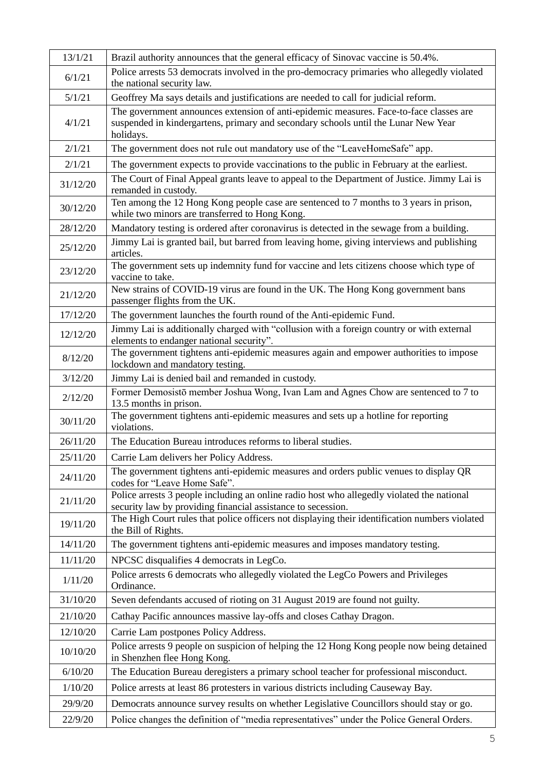| 13/1/21 | Brazil authority announces that the general efficacy of Sinovac vaccine is 50.4%. |
|---|---|
| 6/1/21 | Police arrests 53 democrats involved in the pro-democracy primaries who allegedly violated the national security law. |
| 5/1/21 | Geoffrey Ma says details and justifications are needed to call for judicial reform. |
| 4/1/21 | The government announces extension of anti-epidemic measures. Face-to-face classes are suspended in kindergartens, primary and secondary schools until the Lunar New Year holidays. |
| 2/1/21 | The government does not rule out mandatory use of the "LeaveHomeSafe" app. |
| 2/1/21 | The government expects to provide vaccinations to the public in February at the earliest. |
| 31/12/20 | The Court of Final Appeal grants leave to appeal to the Department of Justice. Jimmy Lai is remanded in custody. |
| 30/12/20 | Ten among the 12 Hong Kong people case are sentenced to 7 months to 3 years in prison, while two minors are transferred to Hong Kong. |
| 28/12/20 | Mandatory testing is ordered after coronavirus is detected in the sewage from a building. |
| 25/12/20 | Jimmy Lai is granted bail, but barred from leaving home, giving interviews and publishing articles. |
| 23/12/20 | The government sets up indemnity fund for vaccine and lets citizens choose which type of vaccine to take. |
| 21/12/20 | New strains of COVID-19 virus are found in the UK. The Hong Kong government bans passenger flights from the UK. |
| 17/12/20 | The government launches the fourth round of the Anti-epidemic Fund. |
| 12/12/20 | Jimmy Lai is additionally charged with "collusion with a foreign country or with external elements to endanger national security". |
| 8/12/20 | The government tightens anti-epidemic measures again and empower authorities to impose lockdown and mandatory testing. |
| 3/12/20 | Jimmy Lai is denied bail and remanded in custody. |
| 2/12/20 | Former Demosistō member Joshua Wong, Ivan Lam and Agnes Chow are sentenced to 7 to 13.5 months in prison. |
| 30/11/20 | The government tightens anti-epidemic measures and sets up a hotline for reporting violations. |
| 26/11/20 | The Education Bureau introduces reforms to liberal studies. |
| 25/11/20 | Carrie Lam delivers her Policy Address. |
| 24/11/20 | The government tightens anti-epidemic measures and orders public venues to display QR codes for "Leave Home Safe". |
| 21/11/20 | Police arrests 3 people including an online radio host who allegedly violated the national security law by providing financial assistance to secession. |
| 19/11/20 | The High Court rules that police officers not displaying their identification numbers violated the Bill of Rights. |
| 14/11/20 | The government tightens anti-epidemic measures and imposes mandatory testing. |
| 11/11/20 | NPCSC disqualifies 4 democrats in LegCo. |
| 1/11/20 | Police arrests 6 democrats who allegedly violated the LegCo Powers and Privileges Ordinance. |
| 31/10/20 | Seven defendants accused of rioting on 31 August 2019 are found not guilty. |
| 21/10/20 | Cathay Pacific announces massive lay-offs and closes Cathay Dragon. |
| 12/10/20 | Carrie Lam postpones Policy Address. |
| 10/10/20 | Police arrests 9 people on suspicion of helping the 12 Hong Kong people now being detained in Shenzhen flee Hong Kong. |
| 6/10/20 | The Education Bureau deregisters a primary school teacher for professional misconduct. |
| 1/10/20 | Police arrests at least 86 protesters in various districts including Causeway Bay. |
| 29/9/20 | Democrats announce survey results on whether Legislative Councillors should stay or go. |
| 22/9/20 | Police changes the definition of "media representatives" under the Police General Orders. |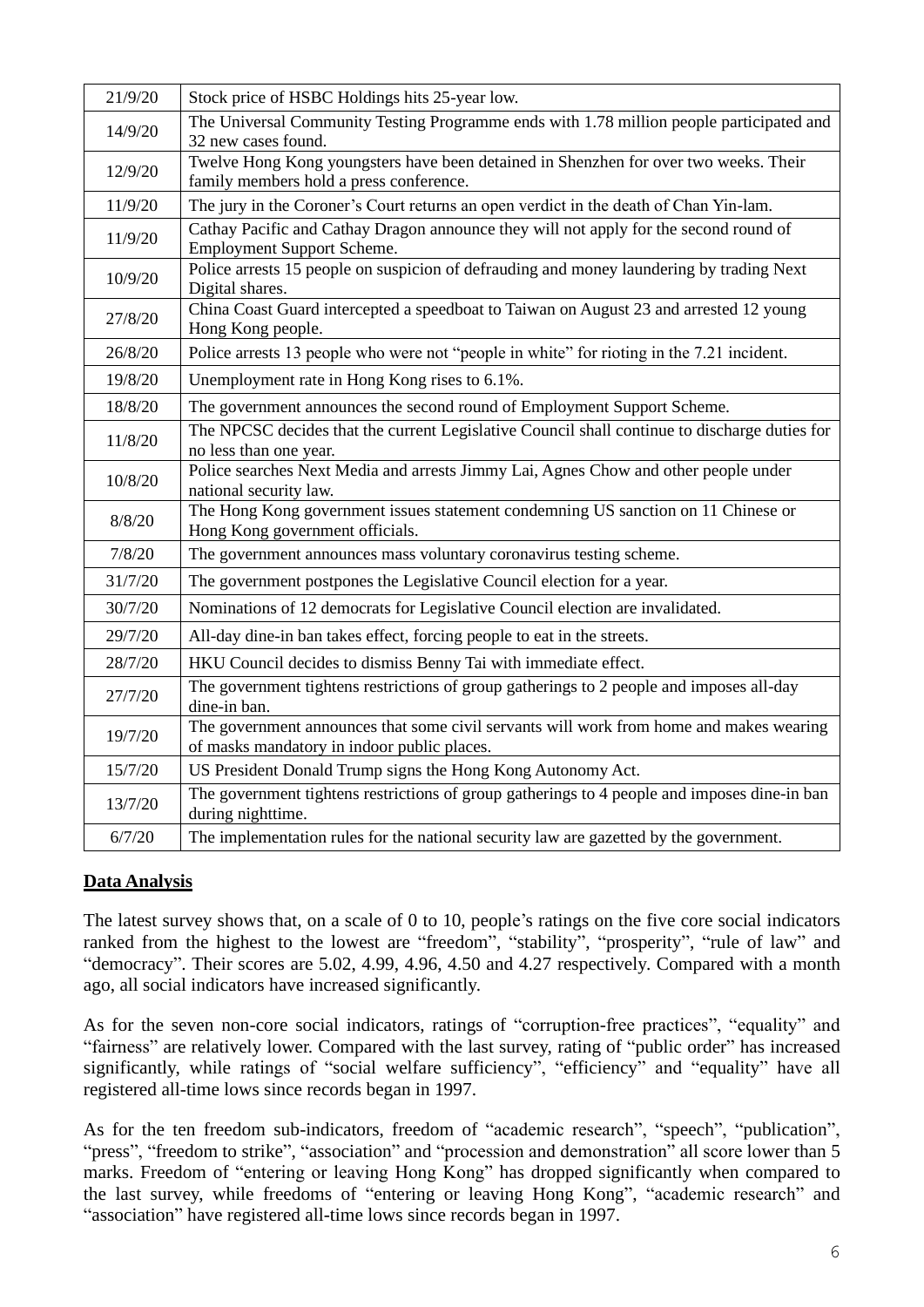| | |
|---|---|
| 21/9/20 | Stock price of HSBC Holdings hits 25-year low. |
| 14/9/20 | The Universal Community Testing Programme ends with 1.78 million people participated and 32 new cases found. |
| 12/9/20 | Twelve Hong Kong youngsters have been detained in Shenzhen for over two weeks. Their family members hold a press conference. |
| 11/9/20 | The jury in the Coroner's Court returns an open verdict in the death of Chan Yin-lam. |
| 11/9/20 | Cathay Pacific and Cathay Dragon announce they will not apply for the second round of Employment Support Scheme. |
| 10/9/20 | Police arrests 15 people on suspicion of defrauding and money laundering by trading Next Digital shares. |
| 27/8/20 | China Coast Guard intercepted a speedboat to Taiwan on August 23 and arrested 12 young Hong Kong people. |
| 26/8/20 | Police arrests 13 people who were not "people in white" for rioting in the 7.21 incident. |
| 19/8/20 | Unemployment rate in Hong Kong rises to 6.1%. |
| 18/8/20 | The government announces the second round of Employment Support Scheme. |
| 11/8/20 | The NPCSC decides that the current Legislative Council shall continue to discharge duties for no less than one year. |
| 10/8/20 | Police searches Next Media and arrests Jimmy Lai, Agnes Chow and other people under national security law. |
| 8/8/20 | The Hong Kong government issues statement condemning US sanction on 11 Chinese or Hong Kong government officials. |
| 7/8/20 | The government announces mass voluntary coronavirus testing scheme. |
| 31/7/20 | The government postpones the Legislative Council election for a year. |
| 30/7/20 | Nominations of 12 democrats for Legislative Council election are invalidated. |
| 29/7/20 | All-day dine-in ban takes effect, forcing people to eat in the streets. |
| 28/7/20 | HKU Council decides to dismiss Benny Tai with immediate effect. |
| 27/7/20 | The government tightens restrictions of group gatherings to 2 people and imposes all-day dine-in ban. |
| 19/7/20 | The government announces that some civil servants will work from home and makes wearing of masks mandatory in indoor public places. |
| 15/7/20 | US President Donald Trump signs the Hong Kong Autonomy Act. |
| 13/7/20 | The government tightens restrictions of group gatherings to 4 people and imposes dine-in ban during nighttime. |
| 6/7/20 | The implementation rules for the national security law are gazetted by the government. |

**Data Analysis**

The latest survey shows that, on a scale of 0 to 10, people's ratings on the five core social indicators ranked from the highest to the lowest are "freedom", "stability", "prosperity", "rule of law" and "democracy". Their scores are 5.02, 4.99, 4.96, 4.50 and 4.27 respectively. Compared with a month ago, all social indicators have increased significantly.

As for the seven non-core social indicators, ratings of "corruption-free practices", "equality" and "fairness" are relatively lower. Compared with the last survey, rating of "public order" has increased significantly, while ratings of "social welfare sufficiency", "efficiency" and "equality" have all registered all-time lows since records began in 1997.

As for the ten freedom sub-indicators, freedom of "academic research", "speech", "publication", "press", "freedom to strike", "association" and "procession and demonstration" all score lower than 5 marks. Freedom of "entering or leaving Hong Kong" has dropped significantly when compared to the last survey, while freedoms of "entering or leaving Hong Kong", "academic research" and "association" have registered all-time lows since records began in 1997.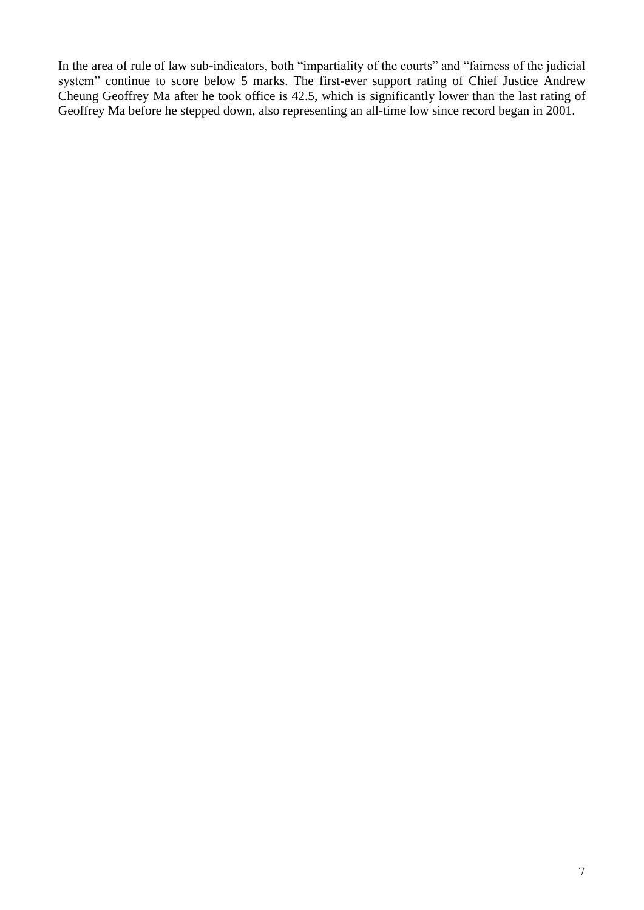In the area of rule of law sub-indicators, both “impartiality of the courts” and “fairness of the judicial system” continue to score below 5 marks. The first-ever support rating of Chief Justice Andrew Cheung Geoffrey Ma after he took office is 42.5, which is significantly lower than the last rating of Geoffrey Ma before he stepped down, also representing an all-time low since record began in 2001.